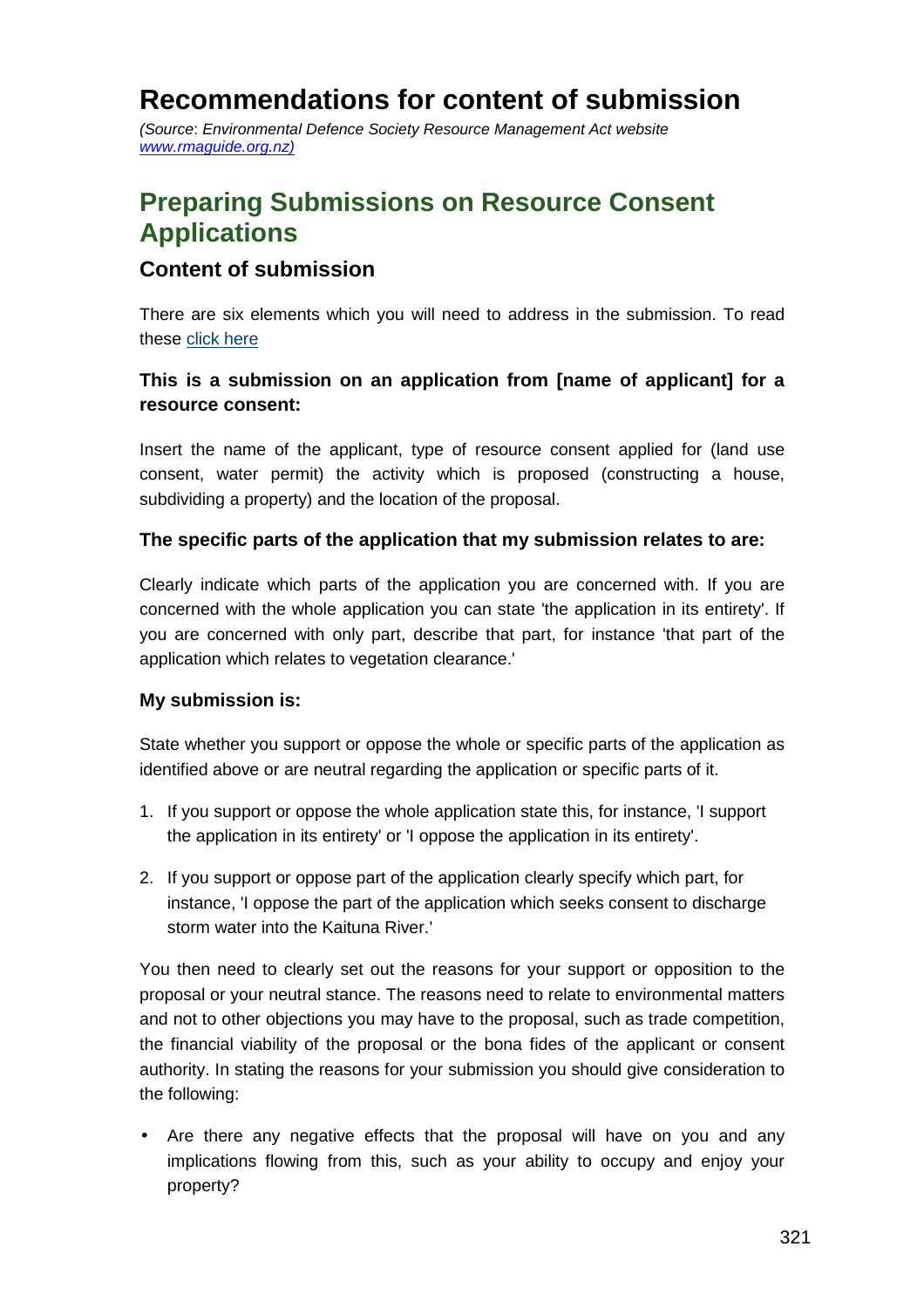# Recommendations for content of submission

*(Source: Environmental Defence Society Resource Management Act website [www.rmaguide.org.nz](www.rmaguide.org.nz))*

## Preparing Submissions on Resource Consent Applications

### Content of submission

There are six elements which you will need to address in the submission. To read these [click here]()

**This is a submission on an application from [name of applicant] for a resource consent:**

Insert the name of the applicant, type of resource consent applied for (land use consent, water permit) the activity which is proposed (constructing a house, subdividing a property) and the location of the proposal.

**The specific parts of the application that my submission relates to are:**

Clearly indicate which parts of the application you are concerned with. If you are concerned with the whole application you can state 'the application in its entirety'. If you are concerned with only part, describe that part, for instance 'that part of the application which relates to vegetation clearance.'

**My submission is:**

State whether you support or oppose the whole or specific parts of the application as identified above or are neutral regarding the application or specific parts of it.

1. If you support or oppose the whole application state this, for instance, 'I support the application in its entirety' or 'I oppose the application in its entirety'.
2. If you support or oppose part of the application clearly specify which part, for instance, 'I oppose the part of the application which seeks consent to discharge storm water into the Kaituna River.'

You then need to clearly set out the reasons for your support or opposition to the proposal or your neutral stance. The reasons need to relate to environmental matters and not to other objections you may have to the proposal, such as trade competition, the financial viability of the proposal or the bona fides of the applicant or consent authority. In stating the reasons for your submission you should give consideration to the following:

- Are there any negative effects that the proposal will have on you and any implications flowing from this, such as your ability to occupy and enjoy your property?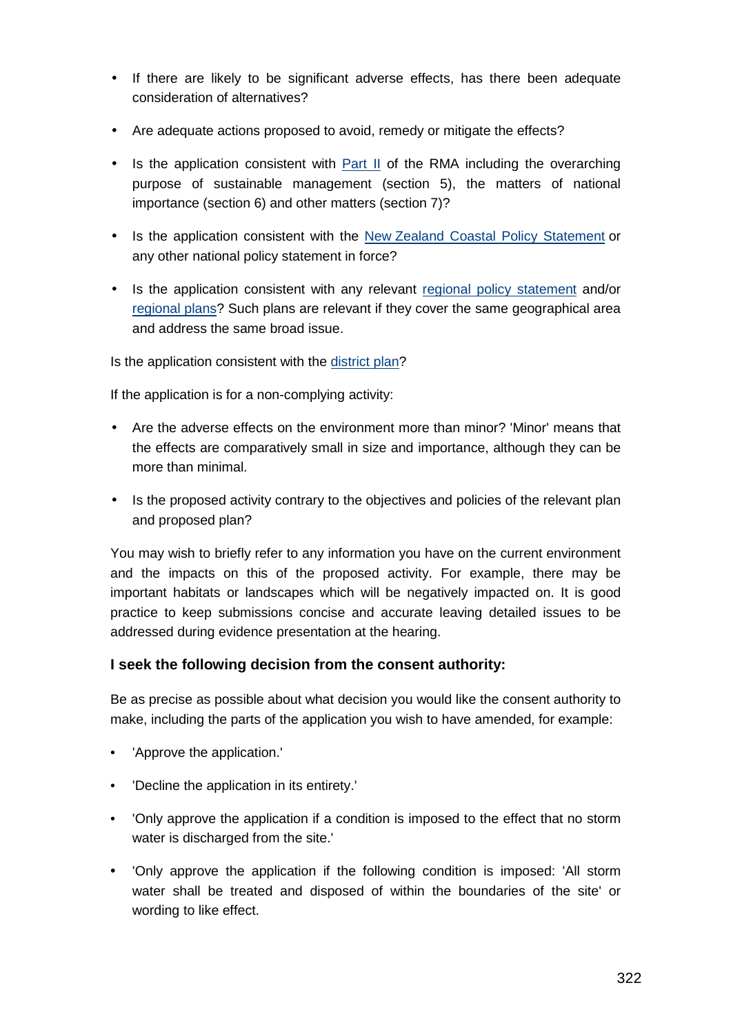- If there are likely to be significant adverse effects, has there been adequate consideration of alternatives?
- Are adequate actions proposed to avoid, remedy or mitigate the effects?
- Is the application consistent with Part II of the RMA including the overarching purpose of sustainable management (section 5), the matters of national importance (section 6) and other matters (section 7)?
- Is the application consistent with the New Zealand Coastal Policy Statement or any other national policy statement in force?
- Is the application consistent with any relevant regional policy statement and/or regional plans? Such plans are relevant if they cover the same geographical area and address the same broad issue.

Is the application consistent with the district plan?

If the application is for a non-complying activity:

- Are the adverse effects on the environment more than minor? 'Minor' means that the effects are comparatively small in size and importance, although they can be more than minimal.
- Is the proposed activity contrary to the objectives and policies of the relevant plan and proposed plan?

You may wish to briefly refer to any information you have on the current environment and the impacts on this of the proposed activity. For example, there may be important habitats or landscapes which will be negatively impacted on. It is good practice to keep submissions concise and accurate leaving detailed issues to be addressed during evidence presentation at the hearing.

### I seek the following decision from the consent authority:

Be as precise as possible about what decision you would like the consent authority to make, including the parts of the application you wish to have amended, for example:

- 'Approve the application.'
- 'Decline the application in its entirety.'
- 'Only approve the application if a condition is imposed to the effect that no storm water is discharged from the site.'
- 'Only approve the application if the following condition is imposed: 'All storm water shall be treated and disposed of within the boundaries of the site' or wording to like effect.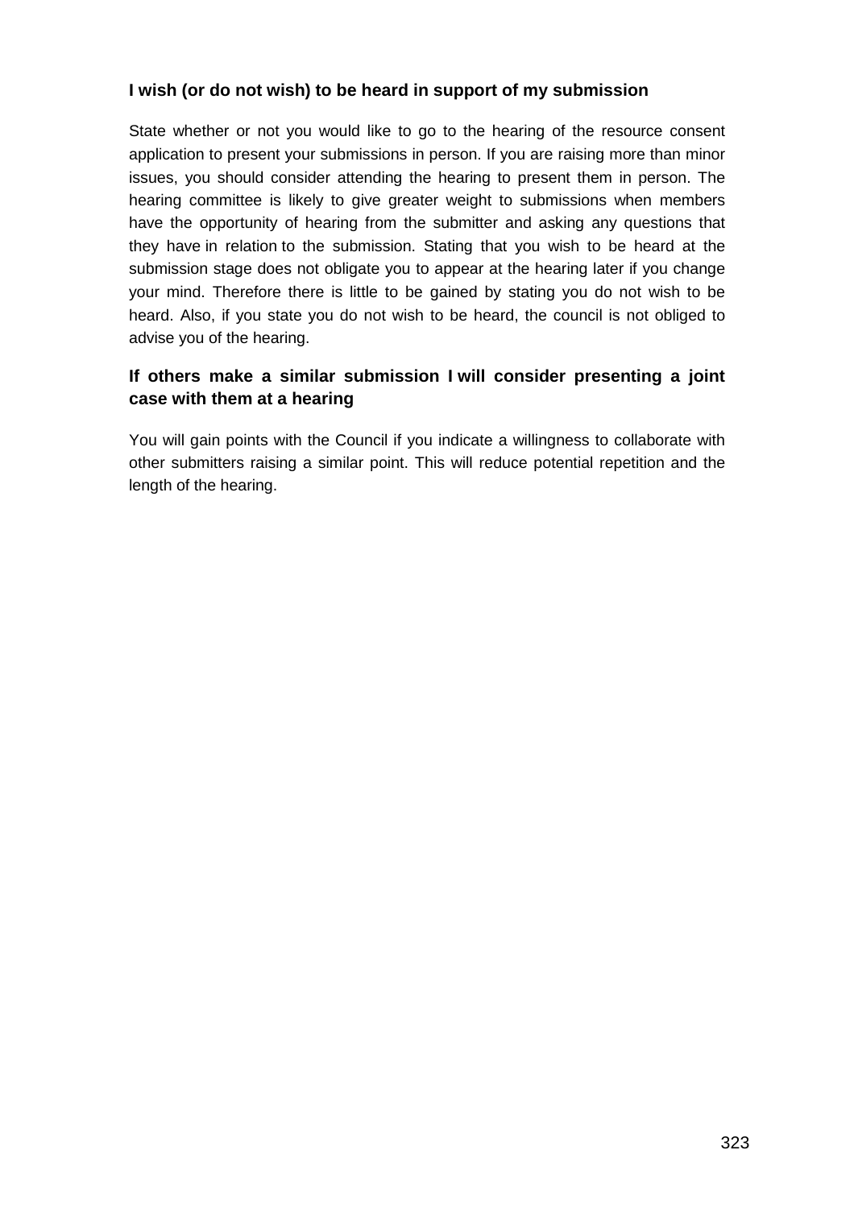**I wish (or do not wish) to be heard in support of my submission**

State whether or not you would like to go to the hearing of the resource consent application to present your submissions in person. If you are raising more than minor issues, you should consider attending the hearing to present them in person. The hearing committee is likely to give greater weight to submissions when members have the opportunity of hearing from the submitter and asking any questions that they have in relation to the submission. Stating that you wish to be heard at the submission stage does not obligate you to appear at the hearing later if you change your mind. Therefore there is little to be gained by stating you do not wish to be heard. Also, if you state you do not wish to be heard, the council is not obliged to advise you of the hearing.

**If others make a similar submission I will consider presenting a joint case with them at a hearing**

You will gain points with the Council if you indicate a willingness to collaborate with other submitters raising a similar point. This will reduce potential repetition and the length of the hearing.